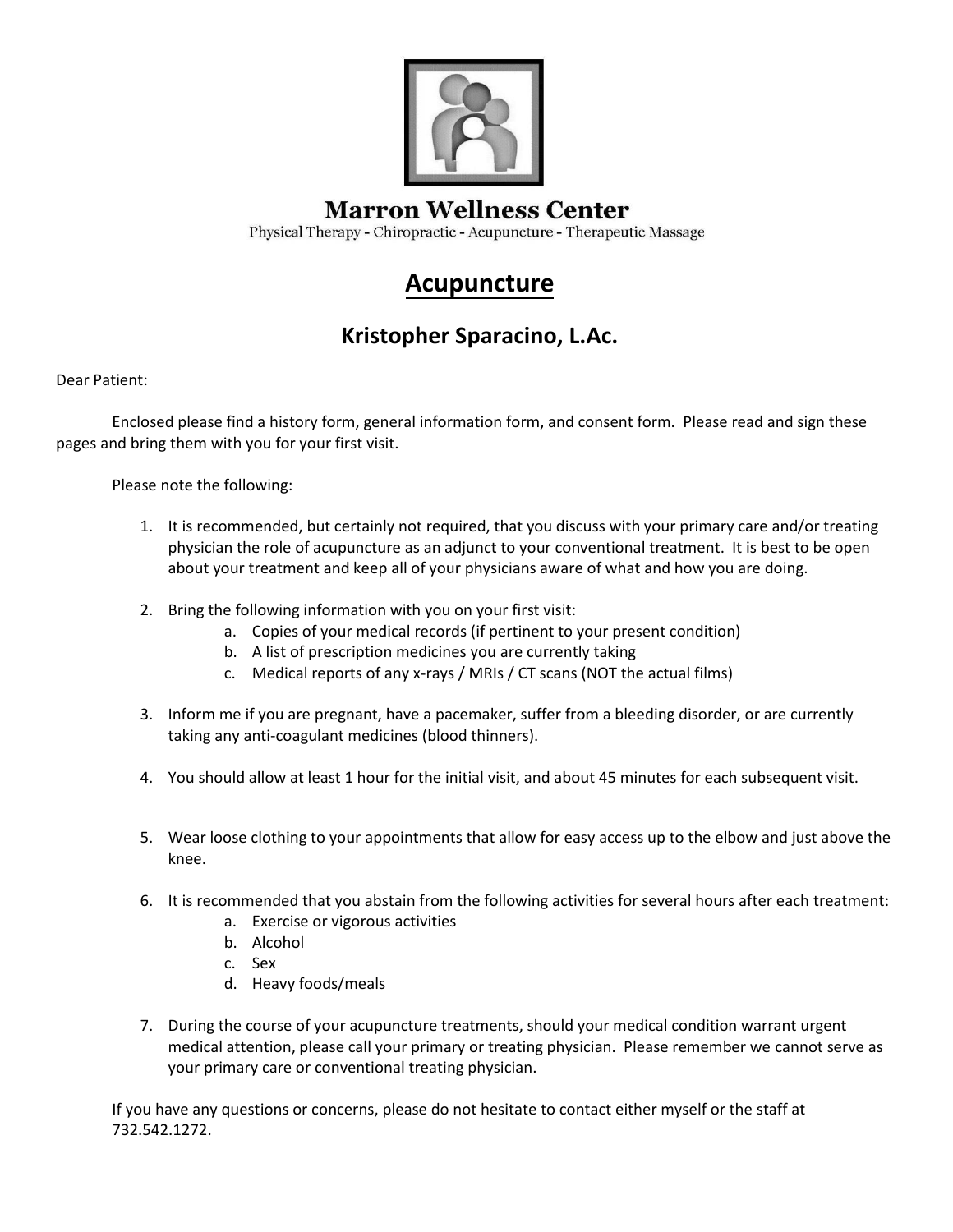# Marron Wellness Center

Physical Therapy - Chiropractic - Acupuncture - Therapeutic Massage

## Acupuncture

### Kristopher Sparacino, L.Ac.

Dear Patient:

Enclosed please find a history form, general information form, and consent form. Please read and sign these pages and bring them with you for your first visit.

Please note the following:

1. It is recommended, but certainly not required, that you discuss with your primary care and/or treating physician the role of acupuncture as an adjunct to your conventional treatment. It is best to be open about your treatment and keep all of your physicians aware of what and how you are doing.

2. Bring the following information with you on your first visit:
   a. Copies of your medical records (if pertinent to your present condition)
   b. A list of prescription medicines you are currently taking
   c. Medical reports of any x-rays / MRIs / CT scans (NOT the actual films)

3. Inform me if you are pregnant, have a pacemaker, suffer from a bleeding disorder, or are currently taking any anti-coagulant medicines (blood thinners).

4. You should allow at least 1 hour for the initial visit, and about 45 minutes for each subsequent visit.

5. Wear loose clothing to your appointments that allow for easy access up to the elbow and just above the knee.

6. It is recommended that you abstain from the following activities for several hours after each treatment:
   a. Exercise or vigorous activities
   b. Alcohol
   c. Sex
   d. Heavy foods/meals

7. During the course of your acupuncture treatments, should your medical condition warrant urgent medical attention, please call your primary or treating physician. Please remember we cannot serve as your primary care or conventional treating physician.

If you have any questions or concerns, please do not hesitate to contact either myself or the staff at 732.542.1272.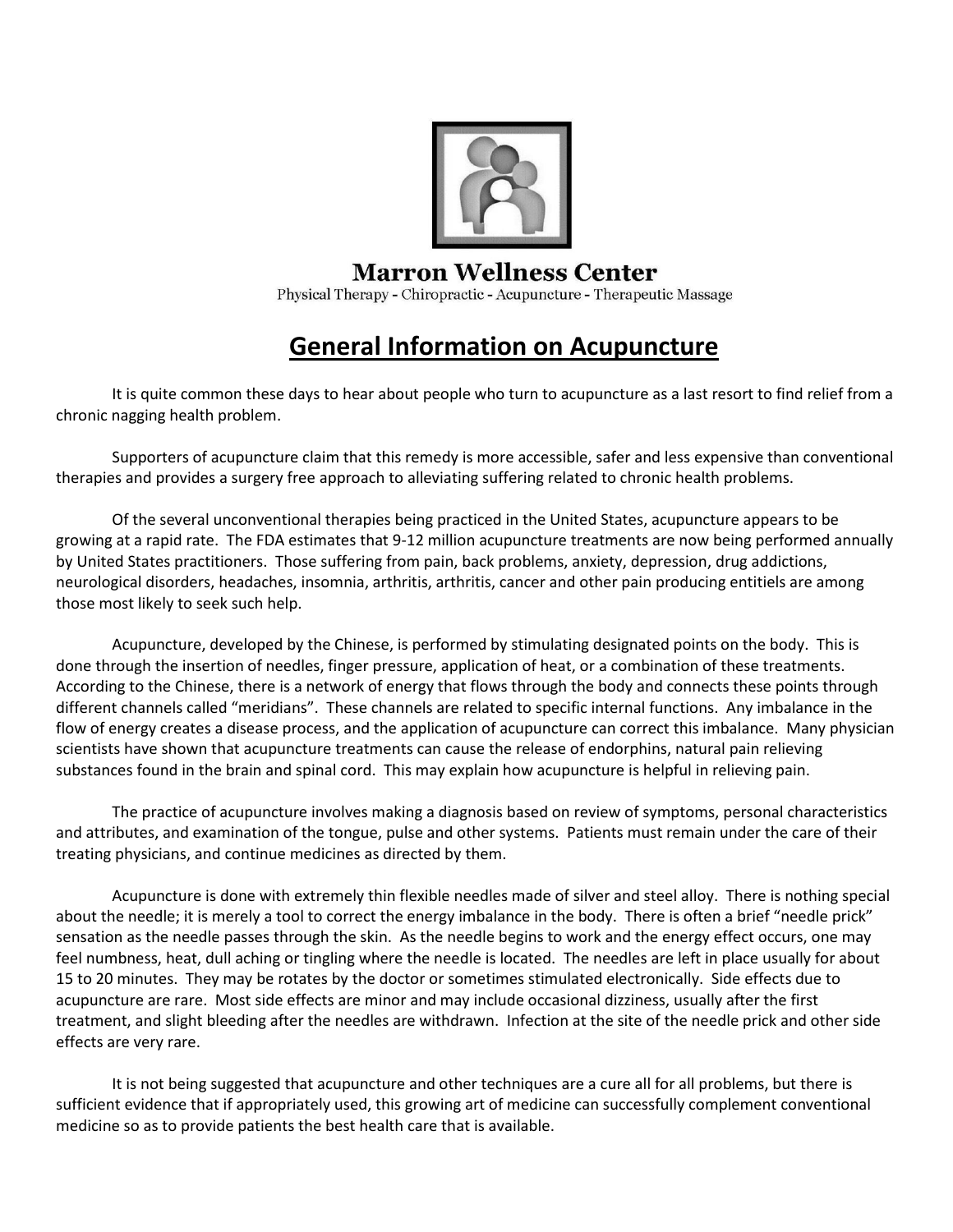**Marron Wellness Center**

Physical Therapy - Chiropractic - Acupuncture - Therapeutic Massage

# General Information on Acupuncture

It is quite common these days to hear about people who turn to acupuncture as a last resort to find relief from a chronic nagging health problem.

Supporters of acupuncture claim that this remedy is more accessible, safer and less expensive than conventional therapies and provides a surgery free approach to alleviating suffering related to chronic health problems.

Of the several unconventional therapies being practiced in the United States, acupuncture appears to be growing at a rapid rate. The FDA estimates that 9-12 million acupuncture treatments are now being performed annually by United States practitioners. Those suffering from pain, back problems, anxiety, depression, drug addictions, neurological disorders, headaches, insomnia, arthritis, arthritis, cancer and other pain producing entitiels are among those most likely to seek such help.

Acupuncture, developed by the Chinese, is performed by stimulating designated points on the body. This is done through the insertion of needles, finger pressure, application of heat, or a combination of these treatments. According to the Chinese, there is a network of energy that flows through the body and connects these points through different channels called "meridians". These channels are related to specific internal functions. Any imbalance in the flow of energy creates a disease process, and the application of acupuncture can correct this imbalance. Many physician scientists have shown that acupuncture treatments can cause the release of endorphins, natural pain relieving substances found in the brain and spinal cord. This may explain how acupuncture is helpful in relieving pain.

The practice of acupuncture involves making a diagnosis based on review of symptoms, personal characteristics and attributes, and examination of the tongue, pulse and other systems. Patients must remain under the care of their treating physicians, and continue medicines as directed by them.

Acupuncture is done with extremely thin flexible needles made of silver and steel alloy. There is nothing special about the needle; it is merely a tool to correct the energy imbalance in the body. There is often a brief "needle prick" sensation as the needle passes through the skin. As the needle begins to work and the energy effect occurs, one may feel numbness, heat, dull aching or tingling where the needle is located. The needles are left in place usually for about 15 to 20 minutes. They may be rotates by the doctor or sometimes stimulated electronically. Side effects due to acupuncture are rare. Most side effects are minor and may include occasional dizziness, usually after the first treatment, and slight bleeding after the needles are withdrawn. Infection at the site of the needle prick and other side effects are very rare.

It is not being suggested that acupuncture and other techniques are a cure all for all problems, but there is sufficient evidence that if appropriately used, this growing art of medicine can successfully complement conventional medicine so as to provide patients the best health care that is available.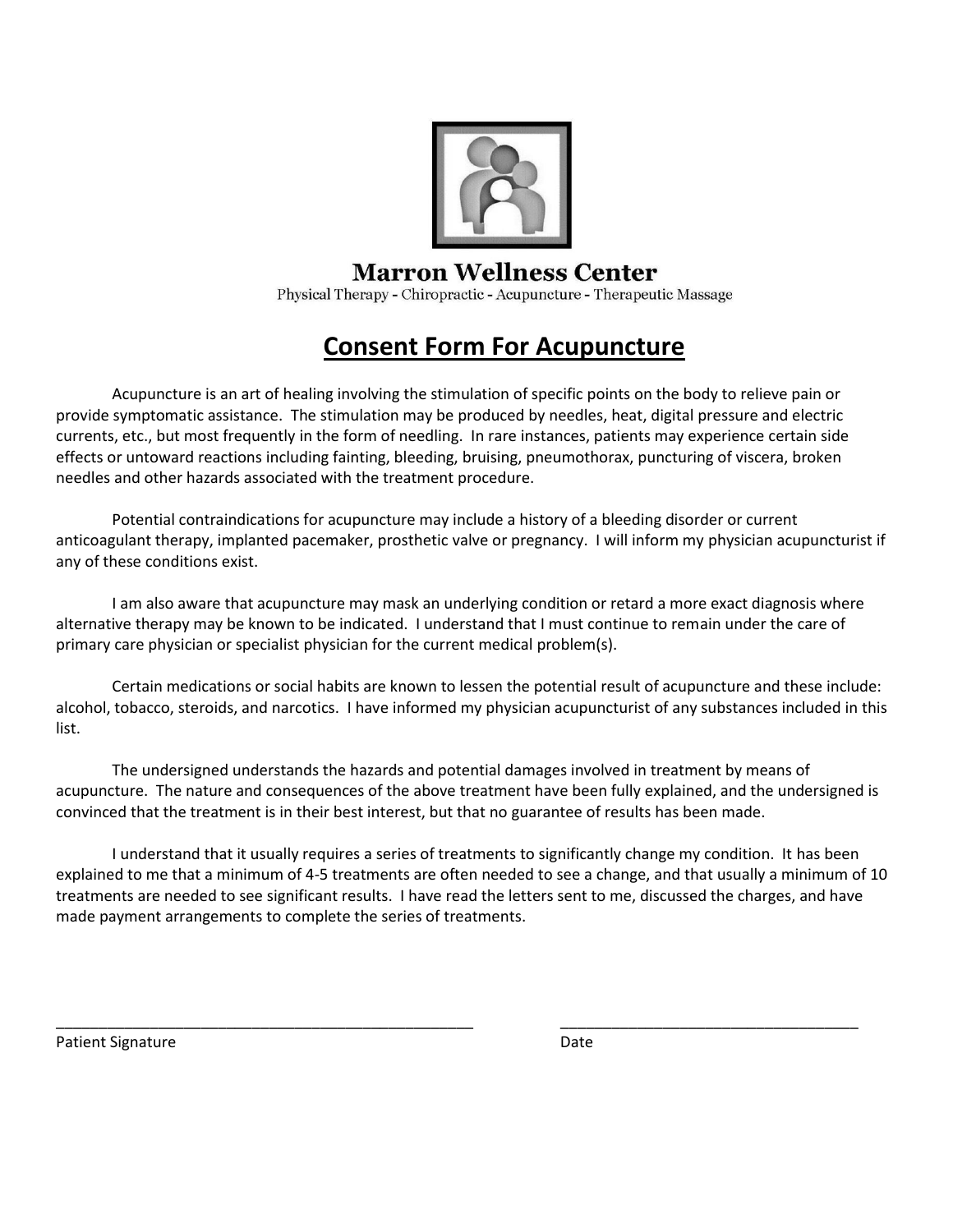**Marron Wellness Center**

Physical Therapy - Chiropractic - Acupuncture - Therapeutic Massage

# Consent Form For Acupuncture

Acupuncture is an art of healing involving the stimulation of specific points on the body to relieve pain or provide symptomatic assistance. The stimulation may be produced by needles, heat, digital pressure and electric currents, etc., but most frequently in the form of needling. In rare instances, patients may experience certain side effects or untoward reactions including fainting, bleeding, bruising, pneumothorax, puncturing of viscera, broken needles and other hazards associated with the treatment procedure.

Potential contraindications for acupuncture may include a history of a bleeding disorder or current anticoagulant therapy, implanted pacemaker, prosthetic valve or pregnancy. I will inform my physician acupuncturist if any of these conditions exist.

I am also aware that acupuncture may mask an underlying condition or retard a more exact diagnosis where alternative therapy may be known to be indicated. I understand that I must continue to remain under the care of primary care physician or specialist physician for the current medical problem(s).

Certain medications or social habits are known to lessen the potential result of acupuncture and these include: alcohol, tobacco, steroids, and narcotics. I have informed my physician acupuncturist of any substances included in this list.

The undersigned understands the hazards and potential damages involved in treatment by means of acupuncture. The nature and consequences of the above treatment have been fully explained, and the undersigned is convinced that the treatment is in their best interest, but that no guarantee of results has been made.

I understand that it usually requires a series of treatments to significantly change my condition. It has been explained to me that a minimum of 4-5 treatments are often needed to see a change, and that usually a minimum of 10 treatments are needed to see significant results. I have read the letters sent to me, discussed the charges, and have made payment arrangements to complete the series of treatments.

\_\_\_\_\_\_\_\_\_\_\_\_\_\_\_\_\_\_\_\_\_\_\_\_\_\_\_\_\_\_\_\_\_\_\_\_\_\_\_\_ &nbsp;&nbsp;&nbsp;&nbsp; \_\_\_\_\_\_\_\_\_\_\_\_\_\_\_\_\_\_\_\_\_\_\_\_\_\_\_\_\_\_

Patient Signature &nbsp;&nbsp;&nbsp;&nbsp; Date